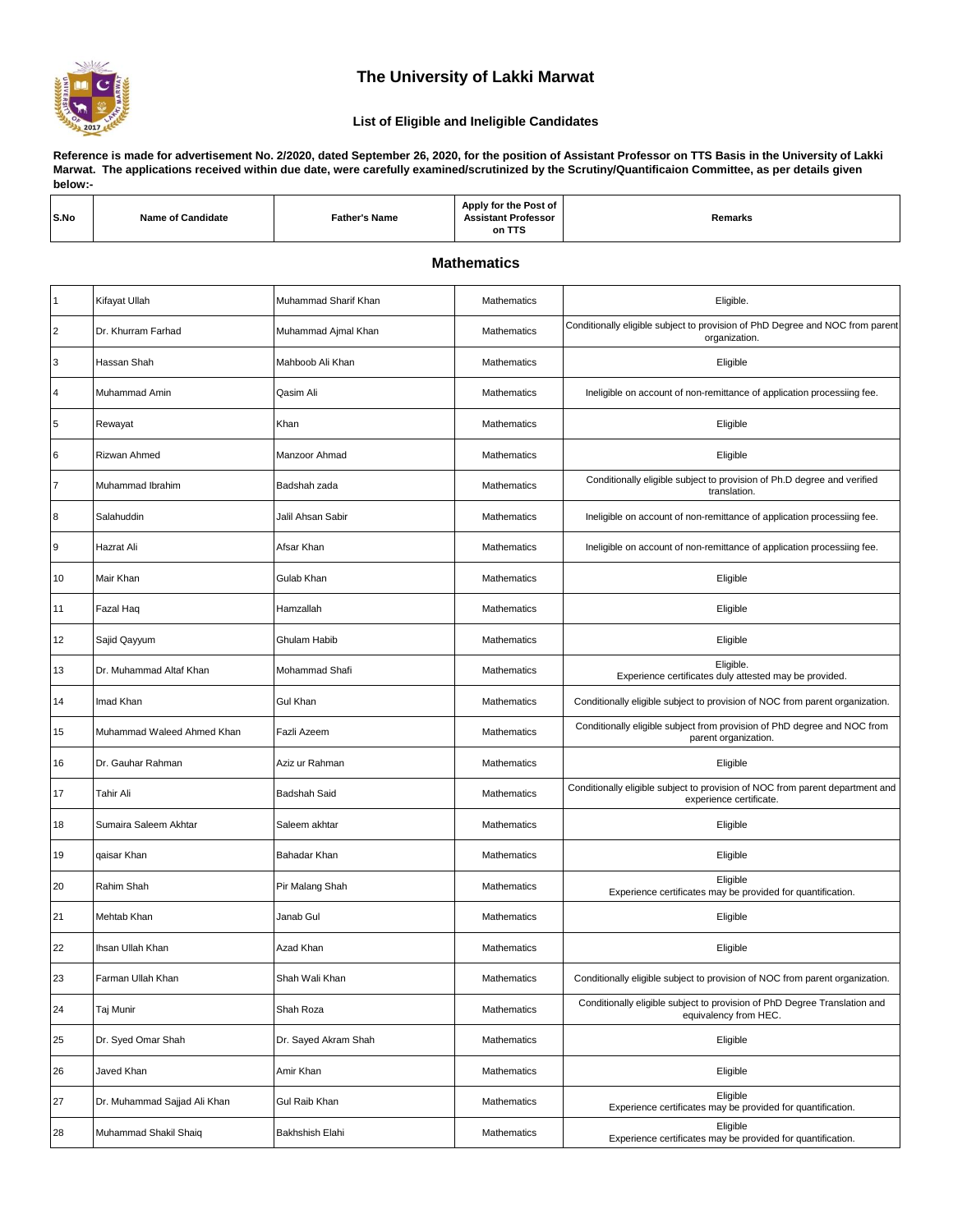# The University of Lakki Marwat

## List of Eligible and Ineligible Candidates

**Reference is made for advertisement No. 2/2020, dated September 26, 2020, for the position of Assistant Professor on TTS Basis in the University of Lakki Marwat. The applications received within due date, were carefully examined/scrutinized by the Scrutiny/Quantificaion Committee, as per details given below:-**

### Mathematics

| S.No | Name of Candidate | Father's Name | Apply for the Post of Assistant Professor on TTS | Remarks |
|---|---|---|---|---|
| 1 | Kifayat Ullah | Muhammad Sharif Khan | Mathematics | Eligible. |
| 2 | Dr. Khurram Farhad | Muhammad Ajmal Khan | Mathematics | Conditionally eligible subject to provision of PhD Degree and NOC from parent organization. |
| 3 | Hassan Shah | Mahboob Ali Khan | Mathematics | Eligible |
| 4 | Muhammad Amin | Qasim Ali | Mathematics | Ineligible on account of non-remittance of application processiing fee. |
| 5 | Rewayat | Khan | Mathematics | Eligible |
| 6 | Rizwan Ahmed | Manzoor Ahmad | Mathematics | Eligible |
| 7 | Muhammad Ibrahim | Badshah zada | Mathematics | Conditionally eligible subject to provision of Ph.D degree and verified translation. |
| 8 | Salahuddin | Jalil Ahsan Sabir | Mathematics | Ineligible on account of non-remittance of application processiing fee. |
| 9 | Hazrat Ali | Afsar Khan | Mathematics | Ineligible on account of non-remittance of application processiing fee. |
| 10 | Mair Khan | Gulab Khan | Mathematics | Eligible |
| 11 | Fazal Haq | Hamzallah | Mathematics | Eligible |
| 12 | Sajid Qayyum | Ghulam Habib | Mathematics | Eligible |
| 13 | Dr. Muhammad Altaf Khan | Mohammad Shafi | Mathematics | Eligible. Experience certificates duly attested may be provided. |
| 14 | Imad Khan | Gul Khan | Mathematics | Conditionally eligible subject to provision of NOC from parent organization. |
| 15 | Muhammad Waleed Ahmed Khan | Fazli Azeem | Mathematics | Conditionally eligible subject from provision of PhD degree and NOC from parent organization. |
| 16 | Dr. Gauhar Rahman | Aziz ur Rahman | Mathematics | Eligible |
| 17 | Tahir Ali | Badshah Said | Mathematics | Conditionally eligible subject to provision of NOC from parent department and experience certificate. |
| 18 | Sumaira Saleem Akhtar | Saleem akhtar | Mathematics | Eligible |
| 19 | qaisar Khan | Bahadar Khan | Mathematics | Eligible |
| 20 | Rahim Shah | Pir Malang Shah | Mathematics | Eligible Experience certificates may be provided for quantification. |
| 21 | Mehtab Khan | Janab Gul | Mathematics | Eligible |
| 22 | Ihsan Ullah Khan | Azad Khan | Mathematics | Eligible |
| 23 | Farman Ullah Khan | Shah Wali Khan | Mathematics | Conditionally eligible subject to provision of NOC from parent organization. |
| 24 | Taj Munir | Shah Roza | Mathematics | Conditionally eligible subject to provision of PhD Degree Translation and equivalency from HEC. |
| 25 | Dr. Syed Omar Shah | Dr. Sayed Akram Shah | Mathematics | Eligible |
| 26 | Javed Khan | Amir Khan | Mathematics | Eligible |
| 27 | Dr. Muhammad Sajjad Ali Khan | Gul Raib Khan | Mathematics | Eligible Experience certificates may be provided for quantification. |
| 28 | Muhammad Shakil Shaiq | Bakhshish Elahi | Mathematics | Eligible Experience certificates may be provided for quantification. |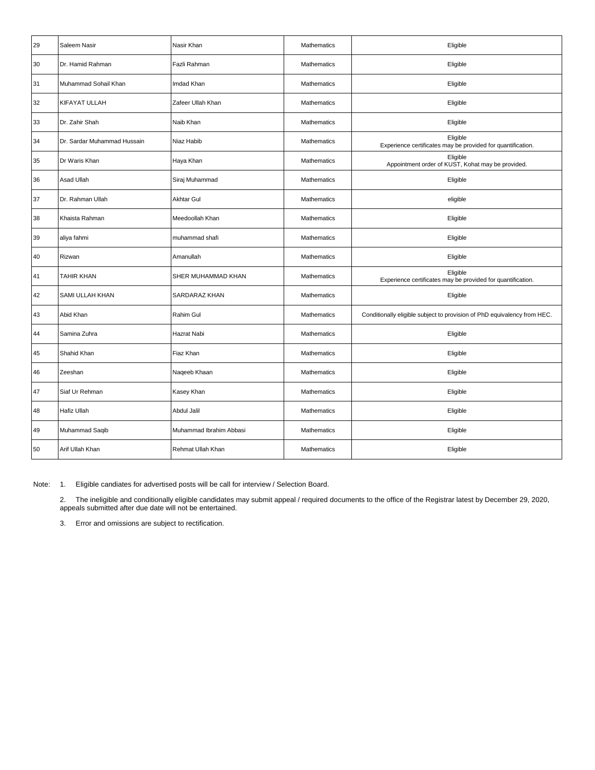| | | | | |
|---|---|---|---|---|
| 29 | Saleem Nasir | Nasir Khan | Mathematics | Eligible |
| 30 | Dr. Hamid Rahman | Fazli Rahman | Mathematics | Eligible |
| 31 | Muhammad Sohail Khan | Imdad Khan | Mathematics | Eligible |
| 32 | KIFAYAT ULLAH | Zafeer Ullah Khan | Mathematics | Eligible |
| 33 | Dr. Zahir Shah | Naib Khan | Mathematics | Eligible |
| 34 | Dr. Sardar Muhammad Hussain | Niaz Habib | Mathematics | Eligible<br>Experience certificates may be provided for quantification. |
| 35 | Dr Waris Khan | Haya Khan | Mathematics | Eligible<br>Appointment order of KUST, Kohat may be provided. |
| 36 | Asad Ullah | Siraj Muhammad | Mathematics | Eligible |
| 37 | Dr. Rahman Ullah | Akhtar Gul | Mathematics | eligible |
| 38 | Khaista Rahman | Meedoollah Khan | Mathematics | Eligible |
| 39 | aliya fahmi | muhammad shafi | Mathematics | Eligible |
| 40 | Rizwan | Amanullah | Mathematics | Eligible |
| 41 | TAHIR KHAN | SHER MUHAMMAD KHAN | Mathematics | Eligible<br>Experience certificates may be provided for quantification. |
| 42 | SAMI ULLAH KHAN | SARDARAZ KHAN | Mathematics | Eligible |
| 43 | Abid Khan | Rahim Gul | Mathematics | Conditionally eligible subject to provision of PhD equivalency from HEC. |
| 44 | Samina Zuhra | Hazrat Nabi | Mathematics | Eligible |
| 45 | Shahid Khan | Fiaz Khan | Mathematics | Eligible |
| 46 | Zeeshan | Naqeeb Khaan | Mathematics | Eligible |
| 47 | Siaf Ur Rehman | Kasey Khan | Mathematics | Eligible |
| 48 | Hafiz Ullah | Abdul Jalil | Mathematics | Eligible |
| 49 | Muhammad Saqib | Muhammad Ibrahim Abbasi | Mathematics | Eligible |
| 50 | Arif Ullah Khan | Rehmat Ullah Khan | Mathematics | Eligible |

Note:

1. Eligible candiates for advertised posts will be call for interview / Selection Board.
2. The ineligible and conditionally eligible candidates may submit appeal / required documents to the office of the Registrar latest by December 29, 2020, appeals submitted after due date will not be entertained.
3. Error and omissions are subject to rectification.